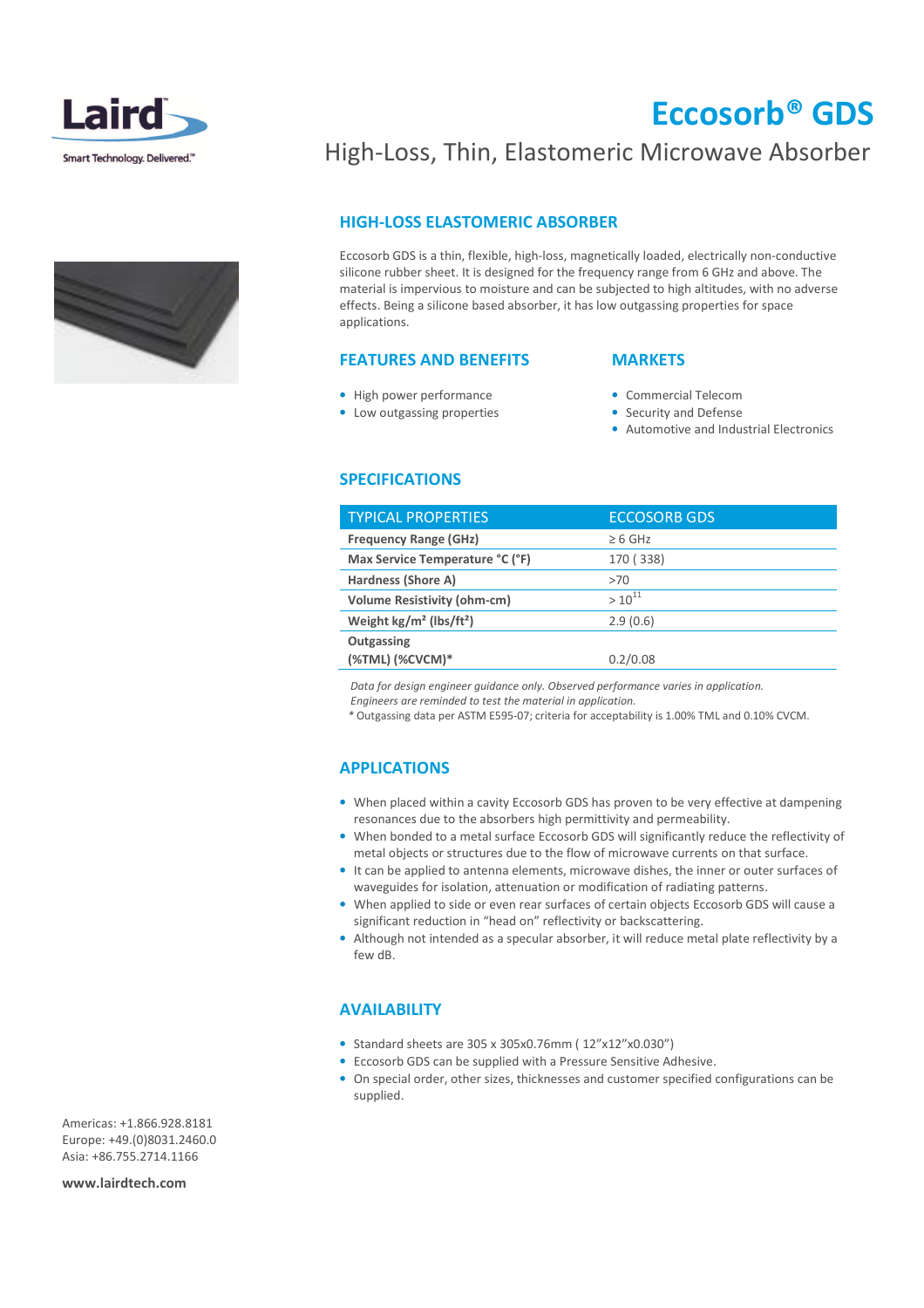Laird

Smart Technology. Delivered.™

# Eccosorb® GDS

High-Loss, Thin, Elastomeric Microwave Absorber

## HIGH-LOSS ELASTOMERIC ABSORBER

Eccosorb GDS is a thin, flexible, high-loss, magnetically loaded, electrically non-conductive silicone rubber sheet. It is designed for the frequency range from 6 GHz and above. The material is impervious to moisture and can be subjected to high altitudes, with no adverse effects. Being a silicone based absorber, it has low outgassing properties for space applications.

## FEATURES AND BENEFITS

- High power performance
- Low outgassing properties

## MARKETS

- Commercial Telecom
- Security and Defense
- Automotive and Industrial Electronics

## SPECIFICATIONS

| TYPICAL PROPERTIES | ECCOSORB GDS |
|---|---|
| **Frequency Range (GHz)** | ≥ 6 GHz |
| **Max Service Temperature °C (°F)** | 170 ( 338) |
| **Hardness (Shore A)** | >70 |
| **Volume Resistivity (ohm-cm)** | > $10^{11}$ |
| **Weight kg/m² (lbs/ft²)** | 2.9 (0.6) |
| **Outgassing (%TML) (%CVCM)*** | 0.2/0.08 |

*Data for design engineer guidance only. Observed performance varies in application. Engineers are reminded to test the material in application.*

\* Outgassing data per ASTM E595-07; criteria for acceptability is 1.00% TML and 0.10% CVCM.

## APPLICATIONS

- When placed within a cavity Eccosorb GDS has proven to be very effective at dampening resonances due to the absorbers high permittivity and permeability.
- When bonded to a metal surface Eccosorb GDS will significantly reduce the reflectivity of metal objects or structures due to the flow of microwave currents on that surface.
- It can be applied to antenna elements, microwave dishes, the inner or outer surfaces of waveguides for isolation, attenuation or modification of radiating patterns.
- When applied to side or even rear surfaces of certain objects Eccosorb GDS will cause a significant reduction in "head on" reflectivity or backscattering.
- Although not intended as a specular absorber, it will reduce metal plate reflectivity by a few dB.

## AVAILABILITY

- Standard sheets are 305 x 305x0.76mm ( 12"x12"x0.030")
- Eccosorb GDS can be supplied with a Pressure Sensitive Adhesive.
- On special order, other sizes, thicknesses and customer specified configurations can be supplied.

Americas: +1.866.928.8181
Europe: +49.(0)8031.2460.0
Asia: +86.755.2714.1166

**www.lairdtech.com**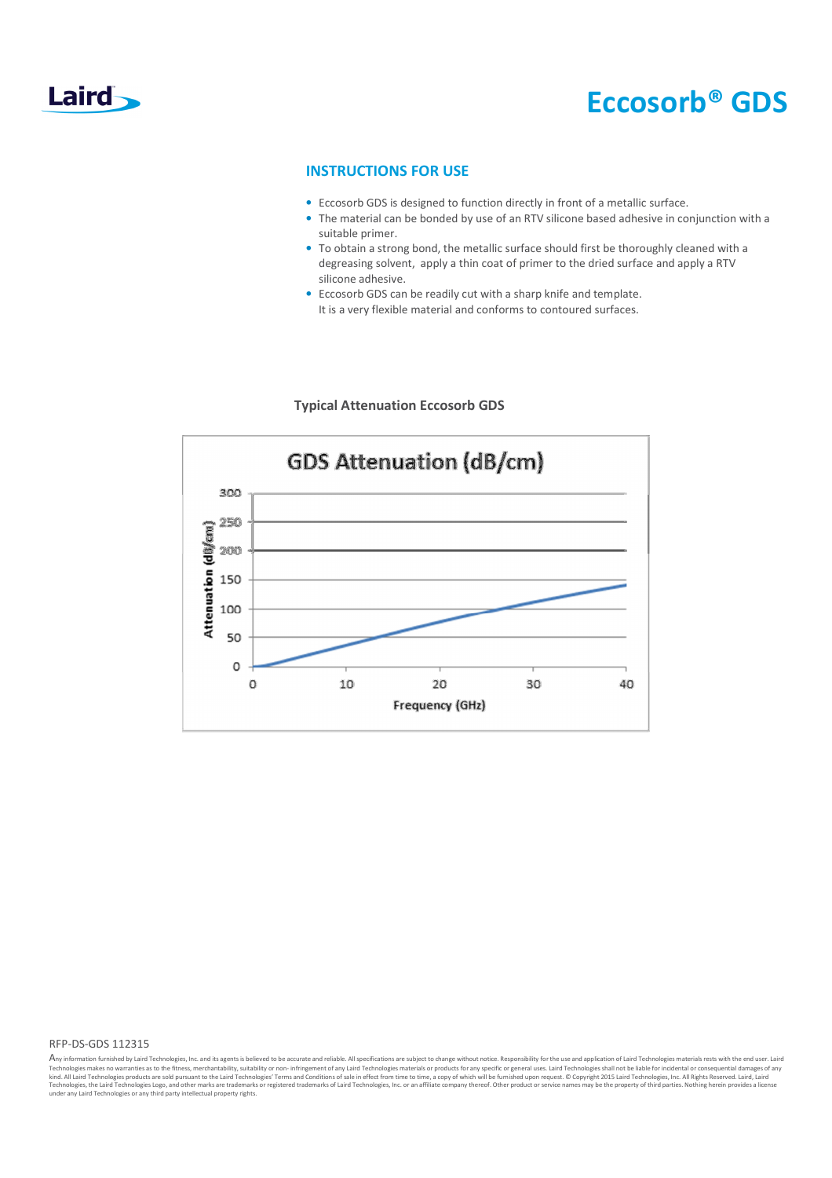# Eccosorb® GDS

## INSTRUCTIONS FOR USE

- Eccosorb GDS is designed to function directly in front of a metallic surface.
- The material can be bonded by use of an RTV silicone based adhesive in conjunction with a suitable primer.
- To obtain a strong bond, the metallic surface should first be thoroughly cleaned with a degreasing solvent, apply a thin coat of primer to the dried surface and apply a RTV silicone adhesive.
- Eccosorb GDS can be readily cut with a sharp knife and template.
  It is a very flexible material and conforms to contoured surfaces.

**Typical Attenuation Eccosorb GDS**

GDS Attenuation (dB/cm)

Attenuation (dB/cm)

300
250
200
150
100
50
0

0
10
20
30
40

Frequency (GHz)

RFP-DS-GDS 112315

Any information furnished by Laird Technologies, Inc. and its agents is believed to be accurate and reliable. All specifications are subject to change without notice. Responsibility for the use and application of Laird Technologies materials rests with the end user. Laird Technologies makes no warranties as to the fitness, merchantability, suitability or non- infringement of any Laird Technologies materials or products for any specific or general uses. Laird Technologies shall not be liable for incidental or consequential damages of any kind. All Laird Technologies products are sold pursuant to the Laird Technologies' Terms and Conditions of sale in effect from time to time, a copy of which will be furnished upon request. © Copyright 2015 Laird Technologies, Inc. All Rights Reserved. Laird, Laird Technologies, the Laird Technologies Logo, and other marks are trademarks or registered trademarks of Laird Technologies, Inc. or an affiliate company thereof. Other product or service names may be the property of third parties. Nothing herein provides a license under any Laird Technologies or any third party intellectual property rights.